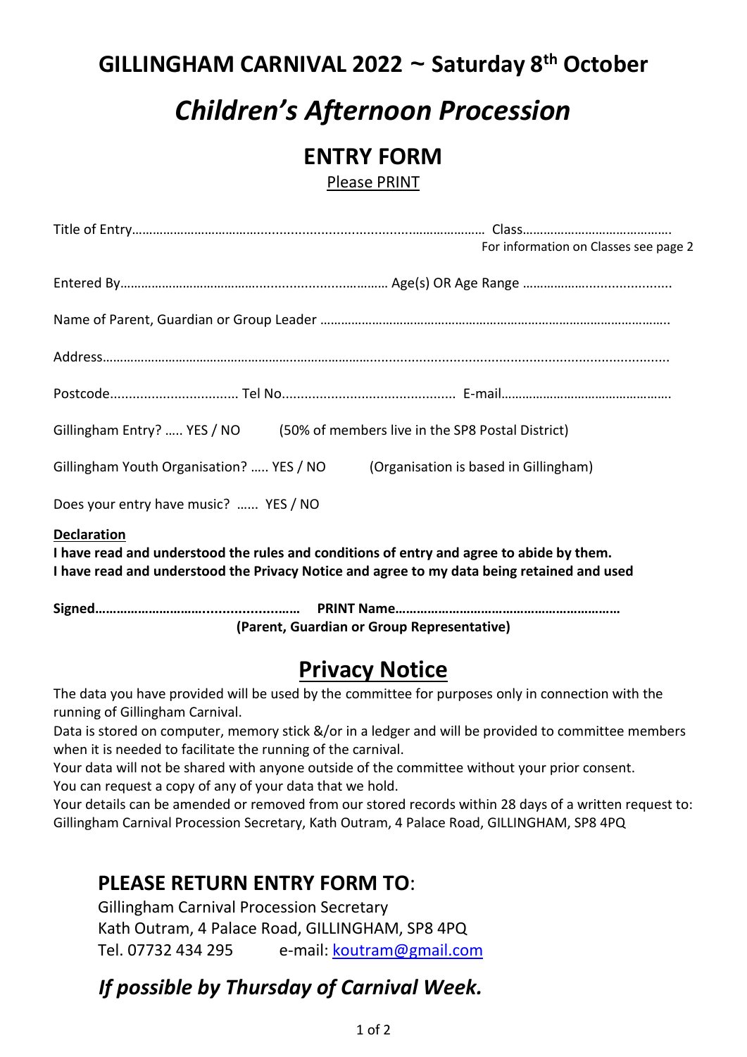# GILLINGHAM CARNIVAL 2022 ~ Saturday 8th October

## *Children's Afternoon Procession*

## ENTRY FORM

Please PRINT

Title of Entry…………………………………........................................................ Class…………………………………….
For information on Classes see page 2

Entered By…………………………………................................... Age(s) OR Age Range …………….........................

Name of Parent, Guardian or Group Leader ……………………………………………………………………………………….

Address…………………………………………………………………………..........................................................................

Postcode................................. Tel No............................................. E-mail………………………………………….

Gillingham Entry? ….. YES / NO (50% of members live in the SP8 Postal District)

Gillingham Youth Organisation? ….. YES / NO (Organisation is based in Gillingham)

Does your entry have music? …... YES / NO

**Declaration**

**I have read and understood the rules and conditions of entry and agree to abide by them.**
**I have read and understood the Privacy Notice and agree to my data being retained and used**

**Signed…………………………......................……  PRINT Name………………………………………………………**
**(Parent, Guardian or Group Representative)**

## Privacy Notice

The data you have provided will be used by the committee for purposes only in connection with the running of Gillingham Carnival.
Data is stored on computer, memory stick &/or in a ledger and will be provided to committee members when it is needed to facilitate the running of the carnival.
Your data will not be shared with anyone outside of the committee without your prior consent.
You can request a copy of any of your data that we hold.
Your details can be amended or removed from our stored records within 28 days of a written request to: Gillingham Carnival Procession Secretary, Kath Outram, 4 Palace Road, GILLINGHAM, SP8 4PQ

## PLEASE RETURN ENTRY FORM TO:

Gillingham Carnival Procession Secretary
Kath Outram, 4 Palace Road, GILLINGHAM, SP8 4PQ
Tel. 07732 434 295   e-mail: koutram@gmail.com

### *If possible by Thursday of Carnival Week.*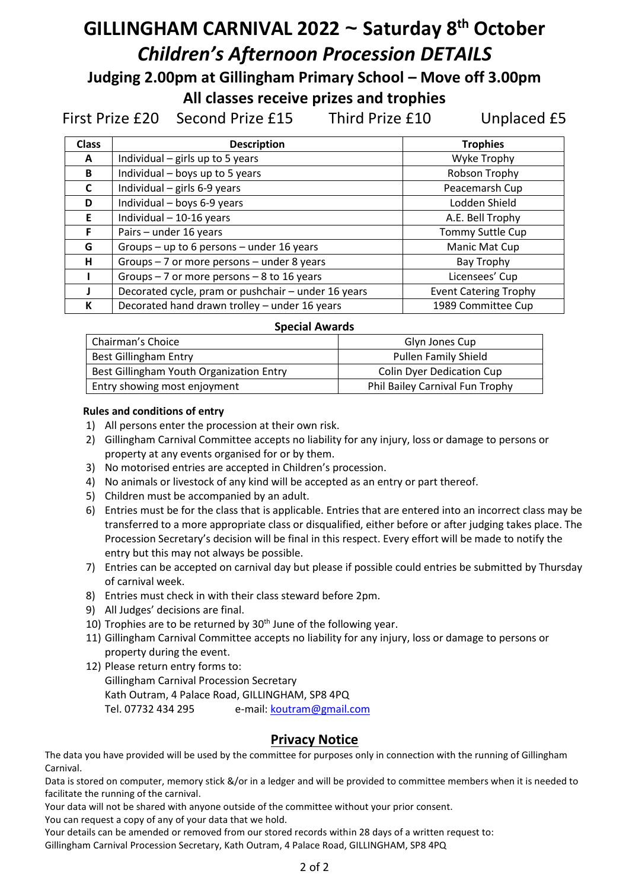# GILLINGHAM CARNIVAL 2022 ~ Saturday 8th October

# *Children's Afternoon Procession DETAILS*

## Judging 2.00pm at Gillingham Primary School – Move off 3.00pm

## All classes receive prizes and trophies

First Prize £20 Second Prize £15 Third Prize £10 Unplaced £5

| Class | Description | Trophies |
|---|---|---|
| A | Individual – girls up to 5 years | Wyke Trophy |
| B | Individual – boys up to 5 years | Robson Trophy |
| C | Individual – girls 6-9 years | Peacemarsh Cup |
| D | Individual – boys 6-9 years | Lodden Shield |
| E | Individual – 10-16 years | A.E. Bell Trophy |
| F | Pairs – under 16 years | Tommy Suttle Cup |
| G | Groups – up to 6 persons – under 16 years | Manic Mat Cup |
| H | Groups – 7 or more persons – under 8 years | Bay Trophy |
| I | Groups – 7 or more persons – 8 to 16 years | Licensees' Cup |
| J | Decorated cycle, pram or pushchair – under 16 years | Event Catering Trophy |
| K | Decorated hand drawn trolley – under 16 years | 1989 Committee Cup |

**Special Awards**

| | |
|---|---|
| Chairman's Choice | Glyn Jones Cup |
| Best Gillingham Entry | Pullen Family Shield |
| Best Gillingham Youth Organization Entry | Colin Dyer Dedication Cup |
| Entry showing most enjoyment | Phil Bailey Carnival Fun Trophy |

**Rules and conditions of entry**

1) All persons enter the procession at their own risk.
2) Gillingham Carnival Committee accepts no liability for any injury, loss or damage to persons or property at any events organised for or by them.
3) No motorised entries are accepted in Children's procession.
4) No animals or livestock of any kind will be accepted as an entry or part thereof.
5) Children must be accompanied by an adult.
6) Entries must be for the class that is applicable. Entries that are entered into an incorrect class may be transferred to a more appropriate class or disqualified, either before or after judging takes place. The Procession Secretary's decision will be final in this respect. Every effort will be made to notify the entry but this may not always be possible.
7) Entries can be accepted on carnival day but please if possible could entries be submitted by Thursday of carnival week.
8) Entries must check in with their class steward before 2pm.
9) All Judges' decisions are final.
10) Trophies are to be returned by 30th June of the following year.
11) Gillingham Carnival Committee accepts no liability for any injury, loss or damage to persons or property during the event.
12) Please return entry forms to:
    Gillingham Carnival Procession Secretary
    Kath Outram, 4 Palace Road, GILLINGHAM, SP8 4PQ
    Tel. 07732 434 295 e-mail: koutram@gmail.com

## Privacy Notice

The data you have provided will be used by the committee for purposes only in connection with the running of Gillingham Carnival.

Data is stored on computer, memory stick &/or in a ledger and will be provided to committee members when it is needed to facilitate the running of the carnival.

Your data will not be shared with anyone outside of the committee without your prior consent.

You can request a copy of any of your data that we hold.

Your details can be amended or removed from our stored records within 28 days of a written request to:
Gillingham Carnival Procession Secretary, Kath Outram, 4 Palace Road, GILLINGHAM, SP8 4PQ